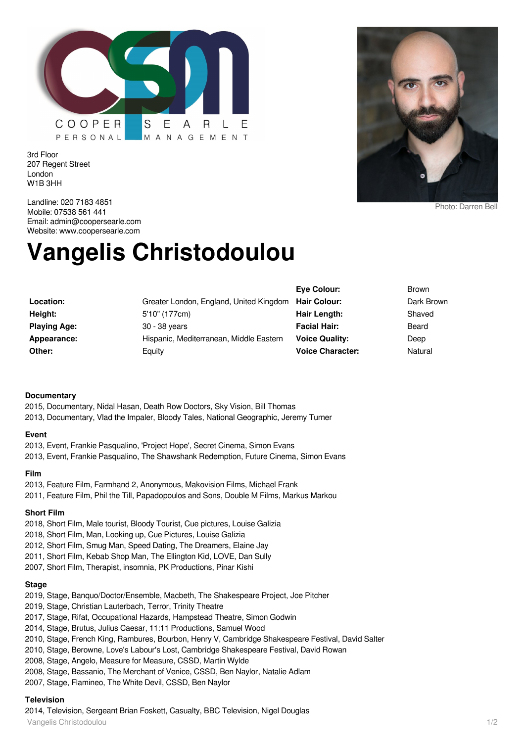COOPER SEARLE
PERSONAL MANAGEMENT

3rd Floor
207 Regent Street
London
W1B 3HH

Landline: 020 7183 4851
Mobile: 07538 561 441
Email: admin@coopersearle.com
Website: www.coopersearle.com

Photo: Darren Bell

# Vangelis Christodoulou

| | | | |
|---|---|---|---|
| | | **Eye Colour:** | Brown |
| **Location:** | Greater London, England, United Kingdom | **Hair Colour:** | Dark Brown |
| **Height:** | 5'10" (177cm) | **Hair Length:** | Shaved |
| **Playing Age:** | 30 - 38 years | **Facial Hair:** | Beard |
| **Appearance:** | Hispanic, Mediterranean, Middle Eastern | **Voice Quality:** | Deep |
| **Other:** | Equity | **Voice Character:** | Natural |

### Documentary

2015, Documentary, Nidal Hasan, Death Row Doctors, Sky Vision, Bill Thomas
2013, Documentary, Vlad the Impaler, Bloody Tales, National Geographic, Jeremy Turner

### Event

2013, Event, Frankie Pasqualino, 'Project Hope', Secret Cinema, Simon Evans
2013, Event, Frankie Pasqualino, The Shawshank Redemption, Future Cinema, Simon Evans

### Film

2013, Feature Film, Farmhand 2, Anonymous, Makovision Films, Michael Frank
2011, Feature Film, Phil the Till, Papadopoulos and Sons, Double M Films, Markus Markou

### Short Film

2018, Short Film, Male tourist, Bloody Tourist, Cue pictures, Louise Galizia
2018, Short Film, Man, Looking up, Cue Pictures, Louise Galizia
2012, Short Film, Smug Man, Speed Dating, The Dreamers, Elaine Jay
2011, Short Film, Kebab Shop Man, The Ellington Kid, LOVE, Dan Sully
2007, Short Film, Therapist, insomnia, PK Productions, Pinar Kishi

### Stage

2019, Stage, Banquo/Doctor/Ensemble, Macbeth, The Shakespeare Project, Joe Pitcher
2019, Stage, Christian Lauterbach, Terror, Trinity Theatre
2017, Stage, Rifat, Occupational Hazards, Hampstead Theatre, Simon Godwin
2014, Stage, Brutus, Julius Caesar, 11:11 Productions, Samuel Wood
2010, Stage, French King, Rambures, Bourbon, Henry V, Cambridge Shakespeare Festival, David Salter
2010, Stage, Berowne, Love's Labour's Lost, Cambridge Shakespeare Festival, David Rowan
2008, Stage, Angelo, Measure for Measure, CSSD, Martin Wylde
2008, Stage, Bassanio, The Merchant of Venice, CSSD, Ben Naylor, Natalie Adlam
2007, Stage, Flamineo, The White Devil, CSSD, Ben Naylor

### Television

2014, Television, Sergeant Brian Foskett, Casualty, BBC Television, Nigel Douglas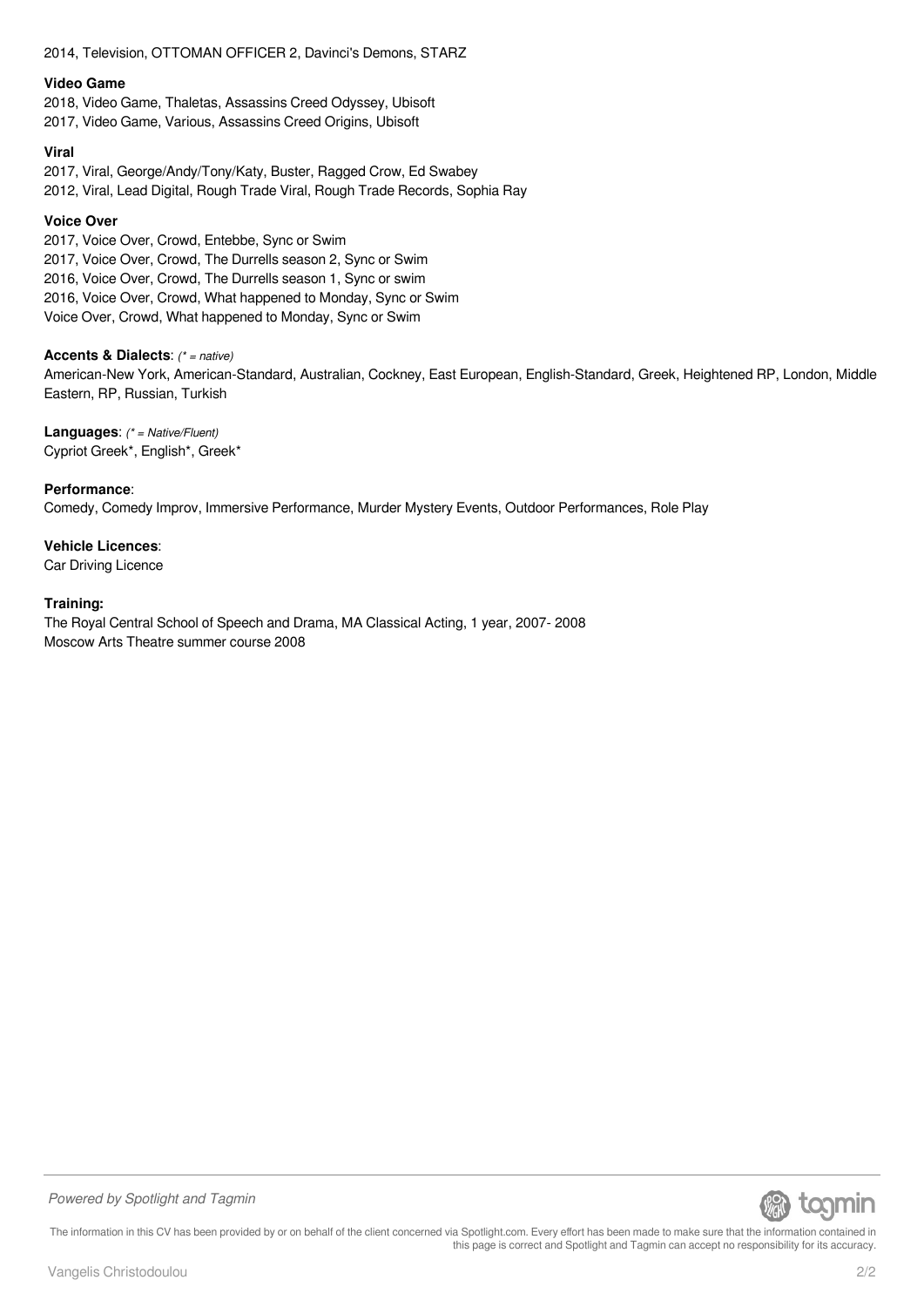2014, Television, OTTOMAN OFFICER 2, Davinci's Demons, STARZ

**Video Game**

2018, Video Game, Thaletas, Assassins Creed Odyssey, Ubisoft
2017, Video Game, Various, Assassins Creed Origins, Ubisoft

**Viral**

2017, Viral, George/Andy/Tony/Katy, Buster, Ragged Crow, Ed Swabey
2012, Viral, Lead Digital, Rough Trade Viral, Rough Trade Records, Sophia Ray

**Voice Over**

2017, Voice Over, Crowd, Entebbe, Sync or Swim
2017, Voice Over, Crowd, The Durrells season 2, Sync or Swim
2016, Voice Over, Crowd, The Durrells season 1, Sync or swim
2016, Voice Over, Crowd, What happened to Monday, Sync or Swim
Voice Over, Crowd, What happened to Monday, Sync or Swim

**Accents & Dialects**: *(* = native)*
American-New York, American-Standard, Australian, Cockney, East European, English-Standard, Greek, Heightened RP, London, Middle Eastern, RP, Russian, Turkish

**Languages**: *(* = Native/Fluent)*
Cypriot Greek*, English*, Greek*

**Performance**:
Comedy, Comedy Improv, Immersive Performance, Murder Mystery Events, Outdoor Performances, Role Play

**Vehicle Licences**:
Car Driving Licence

**Training:**
The Royal Central School of Speech and Drama, MA Classical Acting, 1 year, 2007- 2008
Moscow Arts Theatre summer course 2008

*Powered by Spotlight and Tagmin*

The information in this CV has been provided by or on behalf of the client concerned via Spotlight.com. Every effort has been made to make sure that the information contained in this page is correct and Spotlight and Tagmin can accept no responsibility for its accuracy.